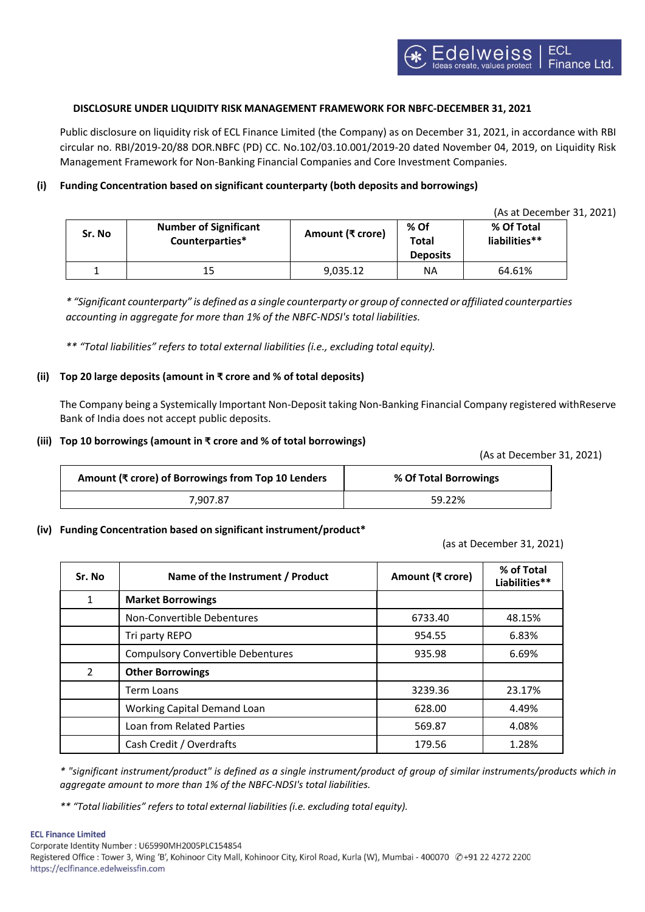## DISCLOSURE UNDER LIQUIDITY RISK MANAGEMENT FRAMEWORK FOR NBFC-DECEMBER 31, 2021

Public disclosure on liquidity risk of ECL Finance Limited (the Company) as on December 31, 2021, in accordance with RBI circular no. RBI/2019-20/88 DOR.NBFC (PD) CC. No.102/03.10.001/2019-20 dated November 04, 2019, on Liquidity Risk Management Framework for Non-Banking Financial Companies and Core Investment Companies.

### (i) Funding Concentration based on significant counterparty (both deposits and borrowings)

(As at December 31, 2021)

| Sr. No | Number of Significant Counterparties* | Amount (₹ crore) | % Of Total Deposits | % Of Total liabilities** |
|---|---|---|---|---|
| 1 | 15 | 9,035.12 | NA | 64.61% |

*\* "Significant counterparty" is defined as a single counterparty or group of connected or affiliated counterparties accounting in aggregate for more than 1% of the NBFC-NDSI's total liabilities.*

*\*\* "Total liabilities" refers to total external liabilities (i.e., excluding total equity).*

### (ii) Top 20 large deposits (amount in ₹ crore and % of total deposits)

The Company being a Systemically Important Non-Deposit taking Non-Banking Financial Company registered withReserve Bank of India does not accept public deposits.

### (iii) Top 10 borrowings (amount in ₹ crore and % of total borrowings)

(As at December 31, 2021)

| Amount (₹ crore) of Borrowings from Top 10 Lenders | % Of Total Borrowings |
|---|---|
| 7,907.87 | 59.22% |

### (iv) Funding Concentration based on significant instrument/product*

(as at December 31, 2021)

| Sr. No | Name of the Instrument / Product | Amount (₹ crore) | % of Total Liabilities** |
|---|---|---|---|
| 1 | **Market Borrowings** | | |
| | Non-Convertible Debentures | 6733.40 | 48.15% |
| | Tri party REPO | 954.55 | 6.83% |
| | Compulsory Convertible Debentures | 935.98 | 6.69% |
| 2 | **Other Borrowings** | | |
| | Term Loans | 3239.36 | 23.17% |
| | Working Capital Demand Loan | 628.00 | 4.49% |
| | Loan from Related Parties | 569.87 | 4.08% |
| | Cash Credit / Overdrafts | 179.56 | 1.28% |

*\* "significant instrument/product" is defined as a single instrument/product of group of similar instruments/products which in aggregate amount to more than 1% of the NBFC-NDSI's total liabilities.*

*\*\* "Total liabilities" refers to total external liabilities (i.e. excluding total equity).*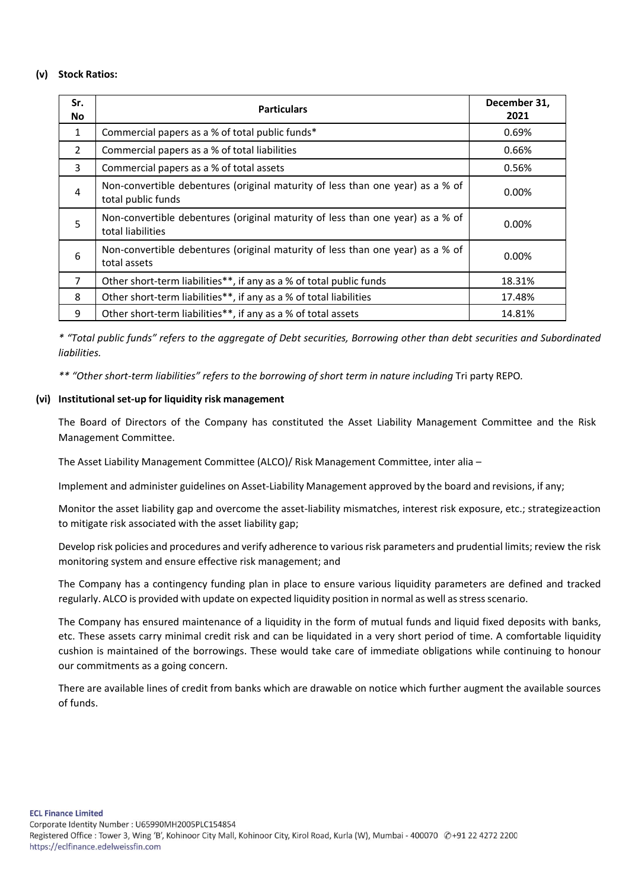**(v) Stock Ratios:**

| Sr. No | Particulars | December 31, 2021 |
|---|---|---|
| 1 | Commercial papers as a % of total public funds* | 0.69% |
| 2 | Commercial papers as a % of total liabilities | 0.66% |
| 3 | Commercial papers as a % of total assets | 0.56% |
| 4 | Non-convertible debentures (original maturity of less than one year) as a % of total public funds | 0.00% |
| 5 | Non-convertible debentures (original maturity of less than one year) as a % of total liabilities | 0.00% |
| 6 | Non-convertible debentures (original maturity of less than one year) as a % of total assets | 0.00% |
| 7 | Other short-term liabilities**, if any as a % of total public funds | 18.31% |
| 8 | Other short-term liabilities**, if any as a % of total liabilities | 17.48% |
| 9 | Other short-term liabilities**, if any as a % of total assets | 14.81% |

*\* "Total public funds" refers to the aggregate of Debt securities, Borrowing other than debt securities and Subordinated liabilities.*

*\*\* "Other short-term liabilities" refers to the borrowing of short term in nature including* Tri party REPO.

**(vi) Institutional set-up for liquidity risk management**

The Board of Directors of the Company has constituted the Asset Liability Management Committee and the Risk Management Committee.

The Asset Liability Management Committee (ALCO)/ Risk Management Committee, inter alia –

Implement and administer guidelines on Asset-Liability Management approved by the board and revisions, if any;

Monitor the asset liability gap and overcome the asset-liability mismatches, interest risk exposure, etc.; strategizeaction to mitigate risk associated with the asset liability gap;

Develop risk policies and procedures and verify adherence to various risk parameters and prudential limits; review the risk monitoring system and ensure effective risk management; and

The Company has a contingency funding plan in place to ensure various liquidity parameters are defined and tracked regularly. ALCO is provided with update on expected liquidity position in normal as well as stress scenario.

The Company has ensured maintenance of a liquidity in the form of mutual funds and liquid fixed deposits with banks, etc. These assets carry minimal credit risk and can be liquidated in a very short period of time. A comfortable liquidity cushion is maintained of the borrowings. These would take care of immediate obligations while continuing to honour our commitments as a going concern.

There are available lines of credit from banks which are drawable on notice which further augment the available sources of funds.